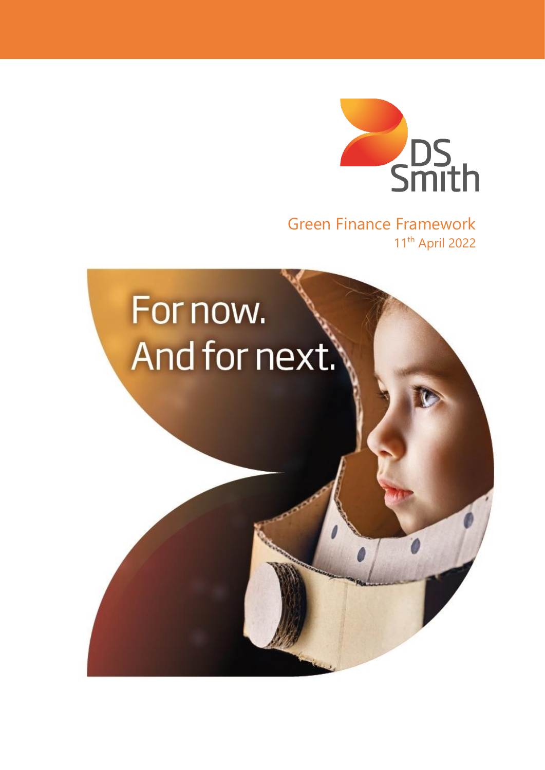DS Smith

# Green Finance Framework

11th April 2022

For now.
And for next.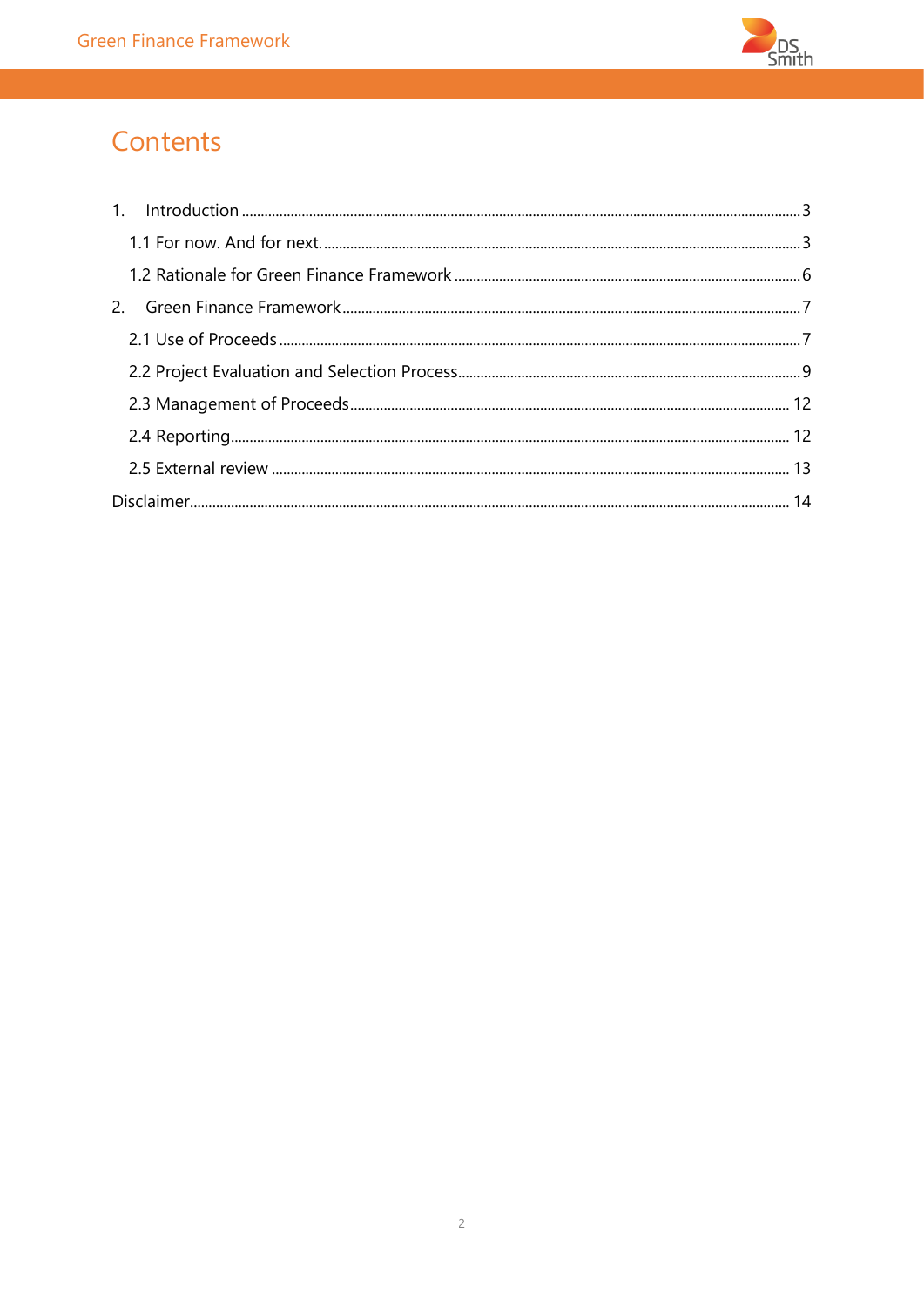# Contents

1. Introduction ........................................................ 3
   - 1.1 For now. And for next. ........................................................ 3
   - 1.2 Rationale for Green Finance Framework ........................................................ 6
2. Green Finance Framework ........................................................ 7
   - 2.1 Use of Proceeds ........................................................ 7
   - 2.2 Project Evaluation and Selection Process ........................................................ 9
   - 2.3 Management of Proceeds ........................................................ 12
   - 2.4 Reporting ........................................................ 12
   - 2.5 External review ........................................................ 13

Disclaimer ........................................................ 14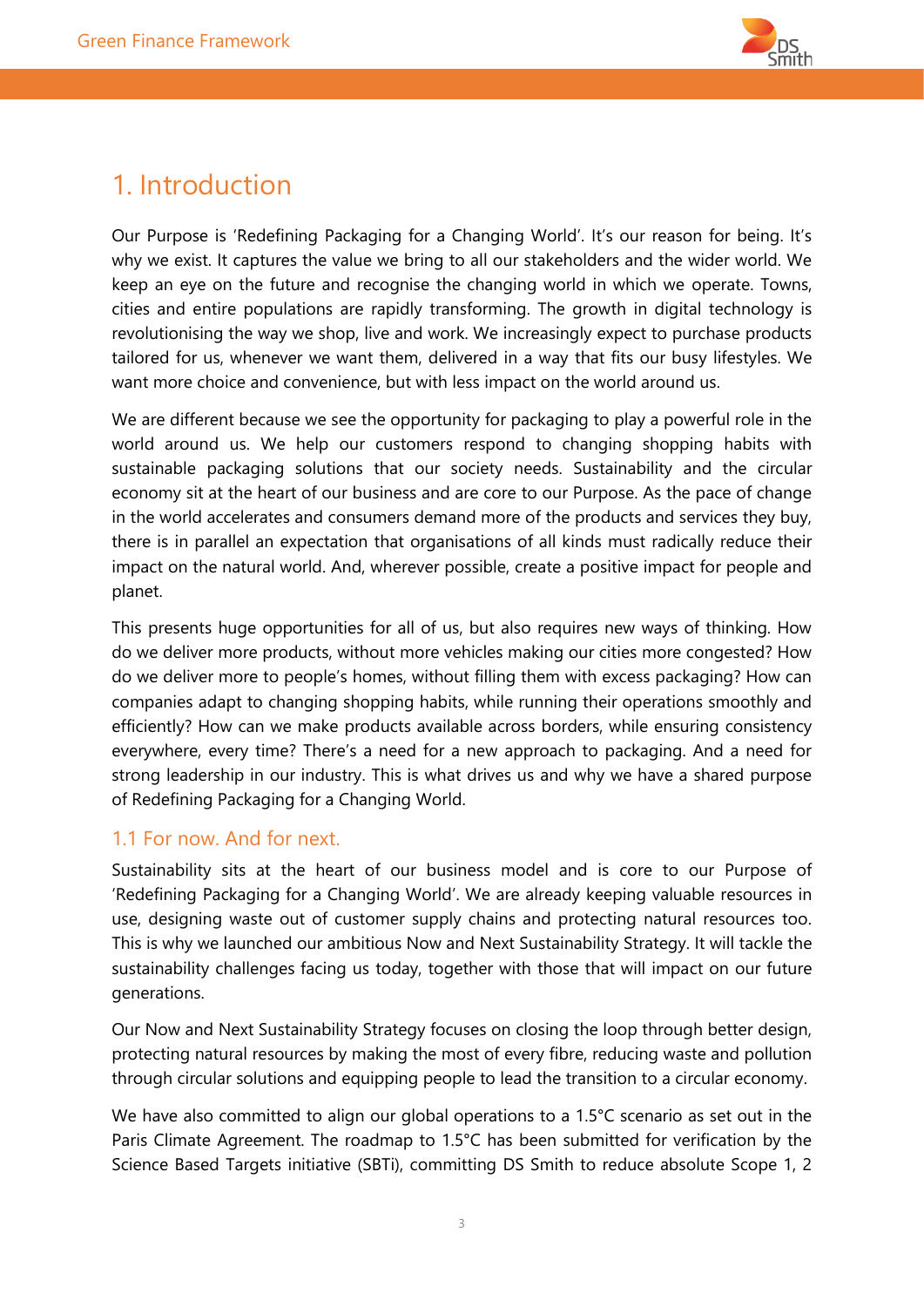# 1. Introduction

Our Purpose is 'Redefining Packaging for a Changing World'. It's our reason for being. It's why we exist. It captures the value we bring to all our stakeholders and the wider world. We keep an eye on the future and recognise the changing world in which we operate. Towns, cities and entire populations are rapidly transforming. The growth in digital technology is revolutionising the way we shop, live and work. We increasingly expect to purchase products tailored for us, whenever we want them, delivered in a way that fits our busy lifestyles. We want more choice and convenience, but with less impact on the world around us.

We are different because we see the opportunity for packaging to play a powerful role in the world around us. We help our customers respond to changing shopping habits with sustainable packaging solutions that our society needs. Sustainability and the circular economy sit at the heart of our business and are core to our Purpose. As the pace of change in the world accelerates and consumers demand more of the products and services they buy, there is in parallel an expectation that organisations of all kinds must radically reduce their impact on the natural world. And, wherever possible, create a positive impact for people and planet.

This presents huge opportunities for all of us, but also requires new ways of thinking. How do we deliver more products, without more vehicles making our cities more congested? How do we deliver more to people's homes, without filling them with excess packaging? How can companies adapt to changing shopping habits, while running their operations smoothly and efficiently? How can we make products available across borders, while ensuring consistency everywhere, every time? There's a need for a new approach to packaging. And a need for strong leadership in our industry. This is what drives us and why we have a shared purpose of Redefining Packaging for a Changing World.

## 1.1 For now. And for next.

Sustainability sits at the heart of our business model and is core to our Purpose of 'Redefining Packaging for a Changing World'. We are already keeping valuable resources in use, designing waste out of customer supply chains and protecting natural resources too. This is why we launched our ambitious Now and Next Sustainability Strategy. It will tackle the sustainability challenges facing us today, together with those that will impact on our future generations.

Our Now and Next Sustainability Strategy focuses on closing the loop through better design, protecting natural resources by making the most of every fibre, reducing waste and pollution through circular solutions and equipping people to lead the transition to a circular economy.

We have also committed to align our global operations to a 1.5°C scenario as set out in the Paris Climate Agreement. The roadmap to 1.5°C has been submitted for verification by the Science Based Targets initiative (SBTi), committing DS Smith to reduce absolute Scope 1, 2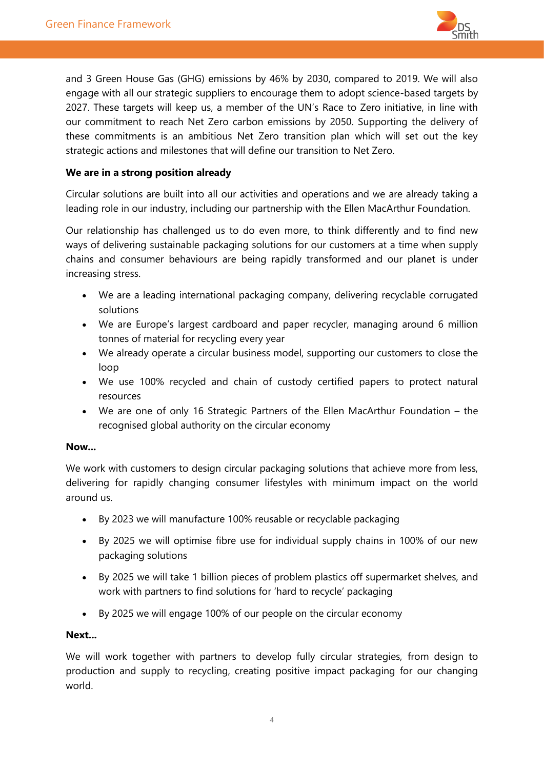and 3 Green House Gas (GHG) emissions by 46% by 2030, compared to 2019. We will also engage with all our strategic suppliers to encourage them to adopt science-based targets by 2027. These targets will keep us, a member of the UN's Race to Zero initiative, in line with our commitment to reach Net Zero carbon emissions by 2050. Supporting the delivery of these commitments is an ambitious Net Zero transition plan which will set out the key strategic actions and milestones that will define our transition to Net Zero.

**We are in a strong position already**

Circular solutions are built into all our activities and operations and we are already taking a leading role in our industry, including our partnership with the Ellen MacArthur Foundation.

Our relationship has challenged us to do even more, to think differently and to find new ways of delivering sustainable packaging solutions for our customers at a time when supply chains and consumer behaviours are being rapidly transformed and our planet is under increasing stress.

- We are a leading international packaging company, delivering recyclable corrugated solutions
- We are Europe's largest cardboard and paper recycler, managing around 6 million tonnes of material for recycling every year
- We already operate a circular business model, supporting our customers to close the loop
- We use 100% recycled and chain of custody certified papers to protect natural resources
- We are one of only 16 Strategic Partners of the Ellen MacArthur Foundation – the recognised global authority on the circular economy

**Now…**

We work with customers to design circular packaging solutions that achieve more from less, delivering for rapidly changing consumer lifestyles with minimum impact on the world around us.

- By 2023 we will manufacture 100% reusable or recyclable packaging
- By 2025 we will optimise fibre use for individual supply chains in 100% of our new packaging solutions
- By 2025 we will take 1 billion pieces of problem plastics off supermarket shelves, and work with partners to find solutions for 'hard to recycle' packaging
- By 2025 we will engage 100% of our people on the circular economy

**Next…**

We will work together with partners to develop fully circular strategies, from design to production and supply to recycling, creating positive impact packaging for our changing world.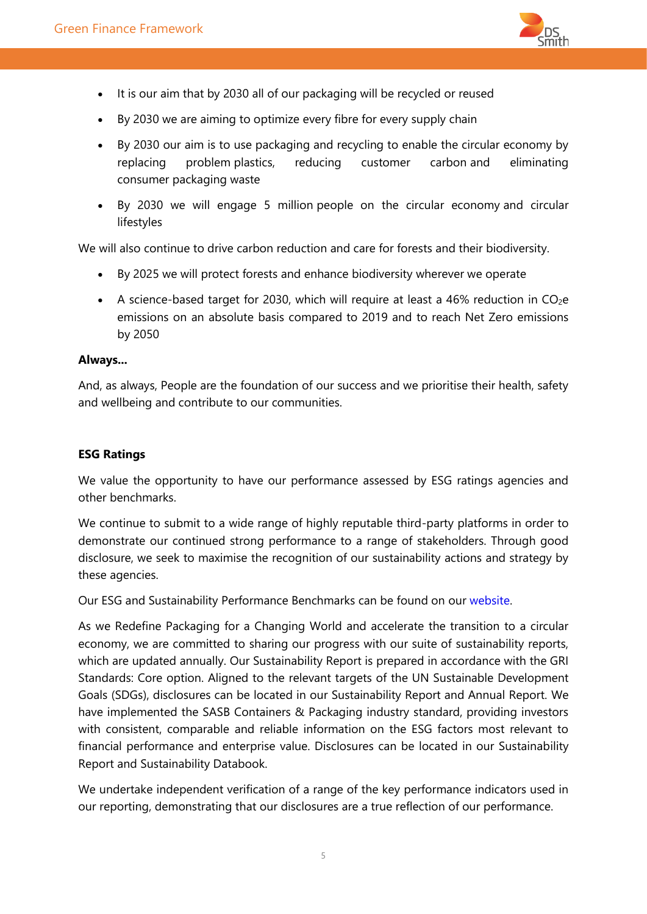- It is our aim that by 2030 all of our packaging will be recycled or reused
- By 2030 we are aiming to optimize every fibre for every supply chain
- By 2030 our aim is to use packaging and recycling to enable the circular economy by replacing problem plastics, reducing customer carbon and eliminating consumer packaging waste
- By 2030 we will engage 5 million people on the circular economy and circular lifestyles

We will also continue to drive carbon reduction and care for forests and their biodiversity.

- By 2025 we will protect forests and enhance biodiversity wherever we operate
- A science-based target for 2030, which will require at least a 46% reduction in $CO_2e$ emissions on an absolute basis compared to 2019 and to reach Net Zero emissions by 2050

**Always...**

And, as always, People are the foundation of our success and we prioritise their health, safety and wellbeing and contribute to our communities.

**ESG Ratings**

We value the opportunity to have our performance assessed by ESG ratings agencies and other benchmarks.

We continue to submit to a wide range of highly reputable third-party platforms in order to demonstrate our continued strong performance to a range of stakeholders. Through good disclosure, we seek to maximise the recognition of our sustainability actions and strategy by these agencies.

Our ESG and Sustainability Performance Benchmarks can be found on our website.

As we Redefine Packaging for a Changing World and accelerate the transition to a circular economy, we are committed to sharing our progress with our suite of sustainability reports, which are updated annually. Our Sustainability Report is prepared in accordance with the GRI Standards: Core option. Aligned to the relevant targets of the UN Sustainable Development Goals (SDGs), disclosures can be located in our Sustainability Report and Annual Report. We have implemented the SASB Containers & Packaging industry standard, providing investors with consistent, comparable and reliable information on the ESG factors most relevant to financial performance and enterprise value. Disclosures can be located in our Sustainability Report and Sustainability Databook.

We undertake independent verification of a range of the key performance indicators used in our reporting, demonstrating that our disclosures are a true reflection of our performance.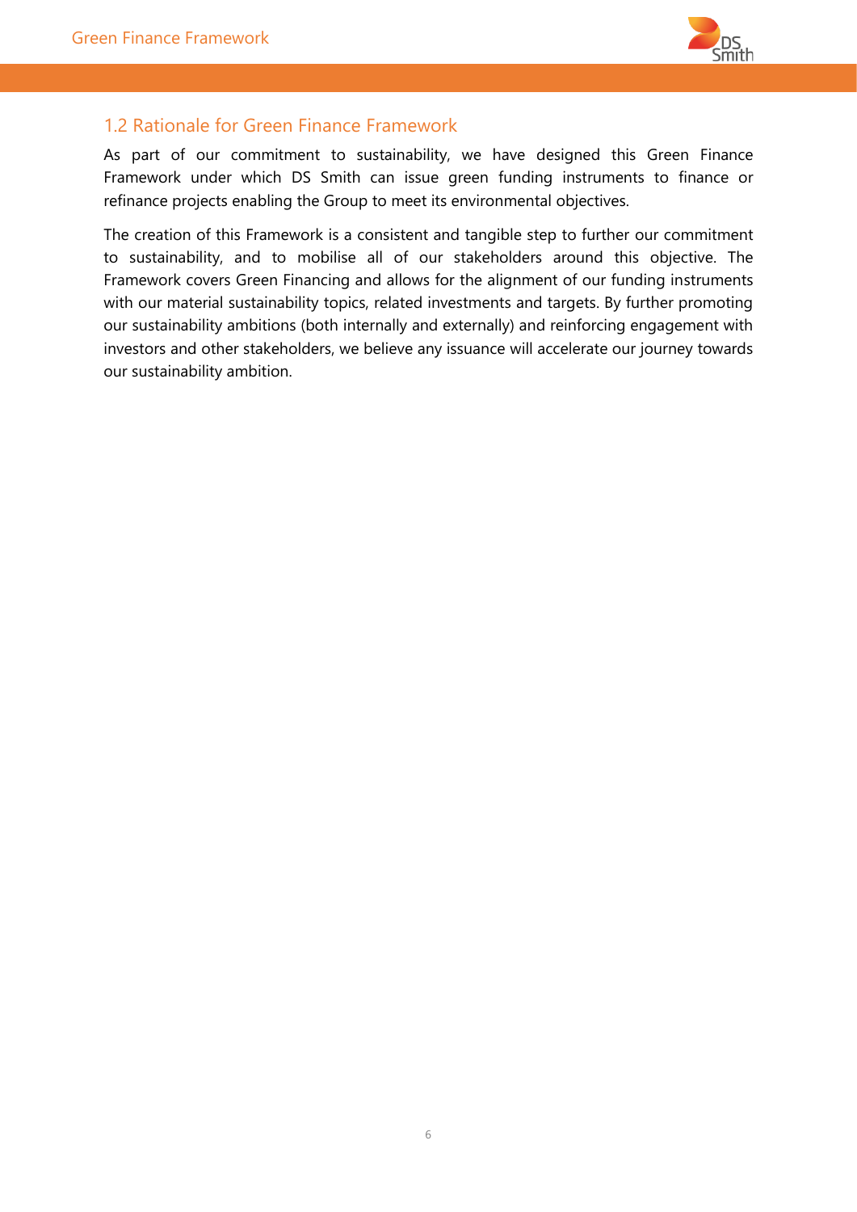## 1.2 Rationale for Green Finance Framework

As part of our commitment to sustainability, we have designed this Green Finance Framework under which DS Smith can issue green funding instruments to finance or refinance projects enabling the Group to meet its environmental objectives.

The creation of this Framework is a consistent and tangible step to further our commitment to sustainability, and to mobilise all of our stakeholders around this objective. The Framework covers Green Financing and allows for the alignment of our funding instruments with our material sustainability topics, related investments and targets. By further promoting our sustainability ambitions (both internally and externally) and reinforcing engagement with investors and other stakeholders, we believe any issuance will accelerate our journey towards our sustainability ambition.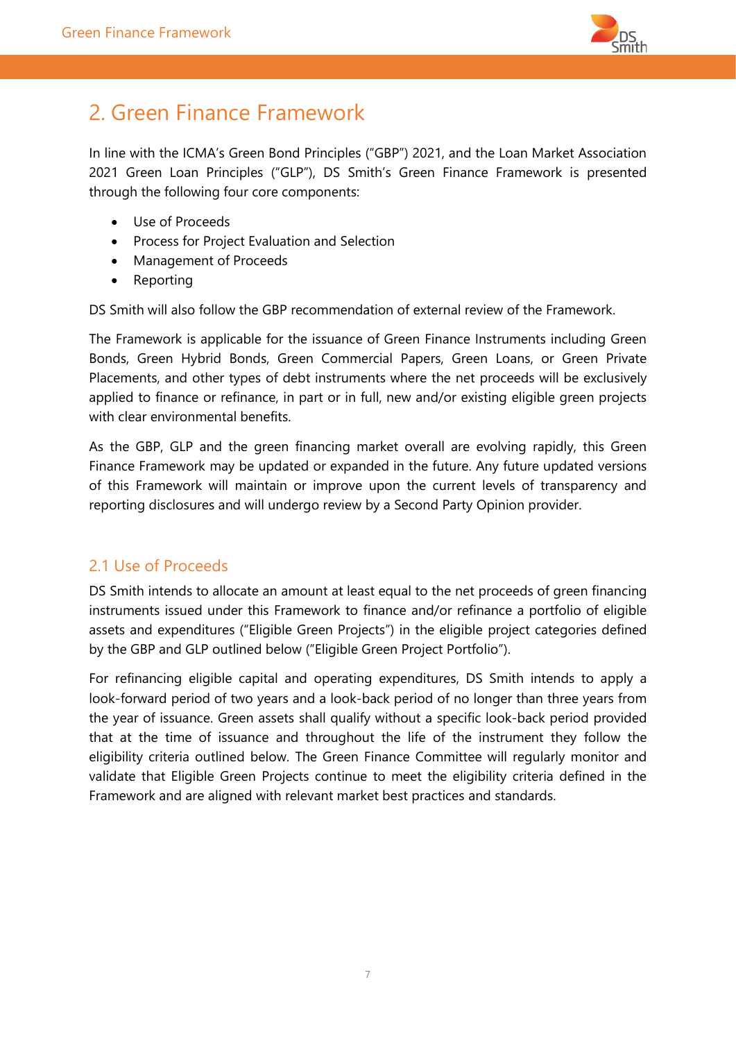# 2. Green Finance Framework

In line with the ICMA's Green Bond Principles ("GBP") 2021, and the Loan Market Association 2021 Green Loan Principles ("GLP"), DS Smith's Green Finance Framework is presented through the following four core components:

- Use of Proceeds
- Process for Project Evaluation and Selection
- Management of Proceeds
- Reporting

DS Smith will also follow the GBP recommendation of external review of the Framework.

The Framework is applicable for the issuance of Green Finance Instruments including Green Bonds, Green Hybrid Bonds, Green Commercial Papers, Green Loans, or Green Private Placements, and other types of debt instruments where the net proceeds will be exclusively applied to finance or refinance, in part or in full, new and/or existing eligible green projects with clear environmental benefits.

As the GBP, GLP and the green financing market overall are evolving rapidly, this Green Finance Framework may be updated or expanded in the future. Any future updated versions of this Framework will maintain or improve upon the current levels of transparency and reporting disclosures and will undergo review by a Second Party Opinion provider.

## 2.1 Use of Proceeds

DS Smith intends to allocate an amount at least equal to the net proceeds of green financing instruments issued under this Framework to finance and/or refinance a portfolio of eligible assets and expenditures ("Eligible Green Projects") in the eligible project categories defined by the GBP and GLP outlined below ("Eligible Green Project Portfolio").

For refinancing eligible capital and operating expenditures, DS Smith intends to apply a look-forward period of two years and a look-back period of no longer than three years from the year of issuance. Green assets shall qualify without a specific look-back period provided that at the time of issuance and throughout the life of the instrument they follow the eligibility criteria outlined below. The Green Finance Committee will regularly monitor and validate that Eligible Green Projects continue to meet the eligibility criteria defined in the Framework and are aligned with relevant market best practices and standards.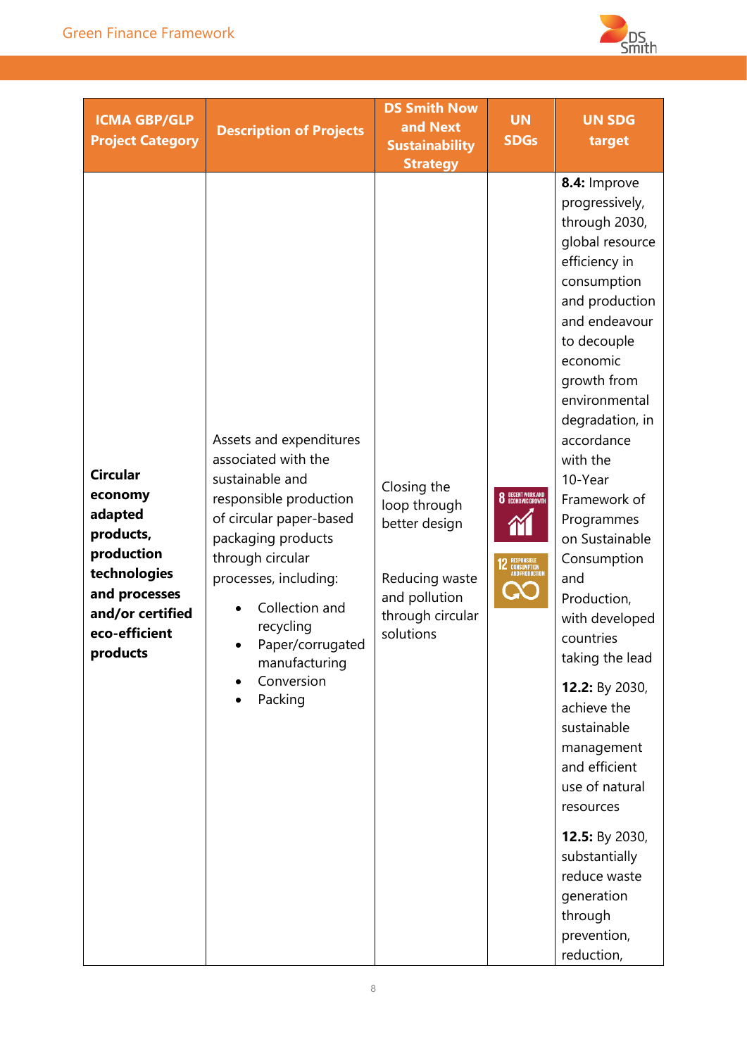| ICMA GBP/GLP Project Category | Description of Projects | DS Smith Now and Next Sustainability Strategy | UN SDGs | UN SDG target |
|---|---|---|---|---|
| **Circular economy adapted products, production technologies and processes and/or certified eco-efficient products** | Assets and expenditures associated with the sustainable and responsible production of circular paper-based packaging products through circular processes, including:<br>• Collection and recycling<br>• Paper/corrugated manufacturing<br>• Conversion<br>• Packing | Closing the loop through better design<br><br>Reducing waste and pollution through circular solutions | 8 DECENT WORK AND ECONOMIC GROWTH<br>12 RESPONSIBLE CONSUMPTION AND PRODUCTION | **8.4:** Improve progressively, through 2030, global resource efficiency in consumption and production and endeavour to decouple economic growth from environmental degradation, in accordance with the 10-Year Framework of Programmes on Sustainable Consumption and Production, with developed countries taking the lead<br><br>**12.2:** By 2030, achieve the sustainable management and efficient use of natural resources<br><br>**12.5:** By 2030, substantially reduce waste generation through prevention, reduction, |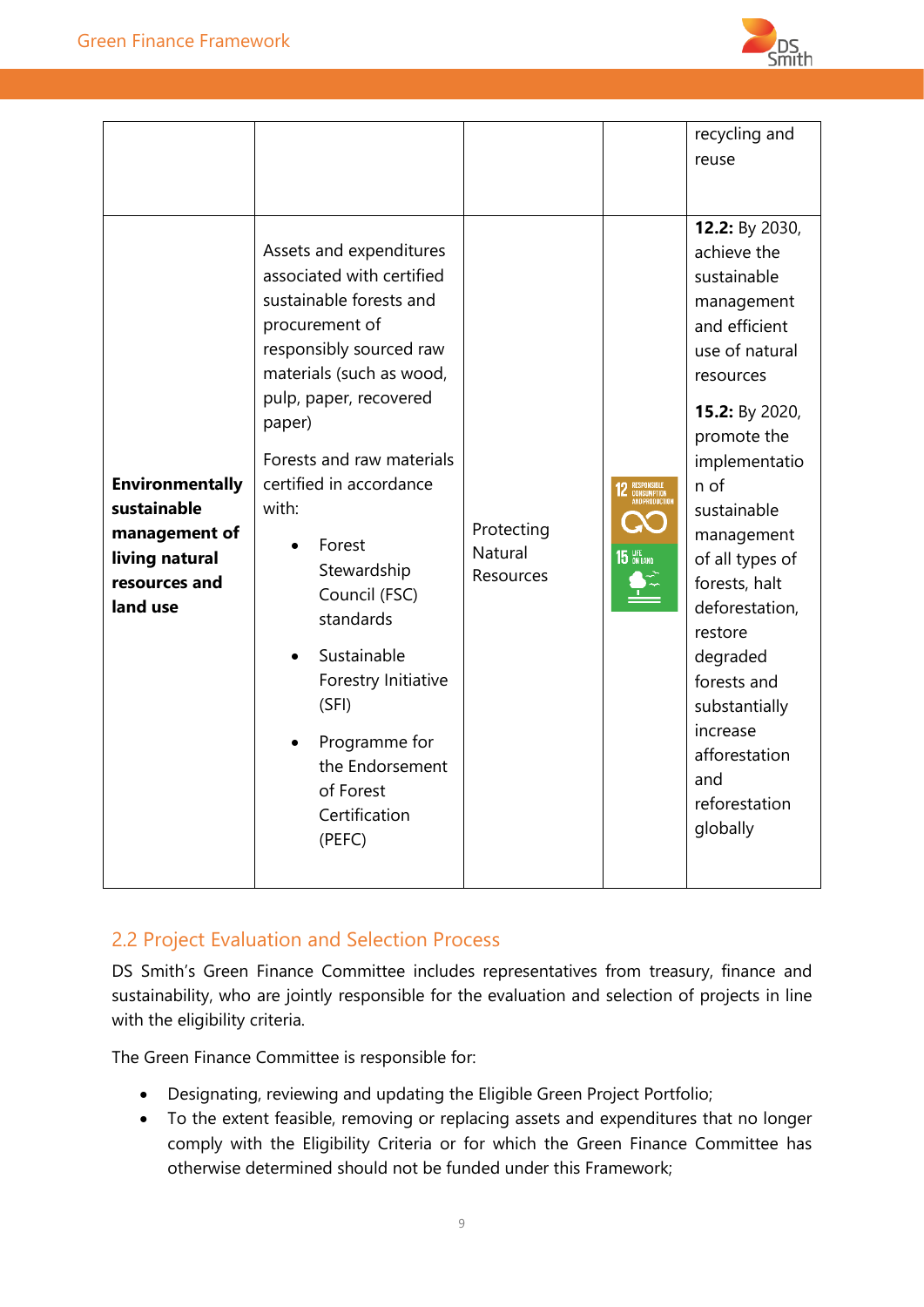| | | | | recycling and reuse |
|---|---|---|---|---|
| **Environmentally sustainable management of living natural resources and land use** | Assets and expenditures associated with certified sustainable forests and procurement of responsibly sourced raw materials (such as wood, pulp, paper, recovered paper)<br><br>Forests and raw materials certified in accordance with:<br>• Forest Stewardship Council (FSC) standards<br>• Sustainable Forestry Initiative (SFI)<br>• Programme for the Endorsement of Forest Certification (PEFC) | Protecting Natural Resources | 12 RESPONSIBLE CONSUMPTION AND PRODUCTION<br>15 LIFE ON LAND | **12.2:** By 2030, achieve the sustainable management and efficient use of natural resources<br><br>**15.2:** By 2020, promote the implementation of sustainable management of all types of forests, halt deforestation, restore degraded forests and substantially increase afforestation and reforestation globally |

## 2.2 Project Evaluation and Selection Process

DS Smith's Green Finance Committee includes representatives from treasury, finance and sustainability, who are jointly responsible for the evaluation and selection of projects in line with the eligibility criteria.

The Green Finance Committee is responsible for:

- Designating, reviewing and updating the Eligible Green Project Portfolio;
- To the extent feasible, removing or replacing assets and expenditures that no longer comply with the Eligibility Criteria or for which the Green Finance Committee has otherwise determined should not be funded under this Framework;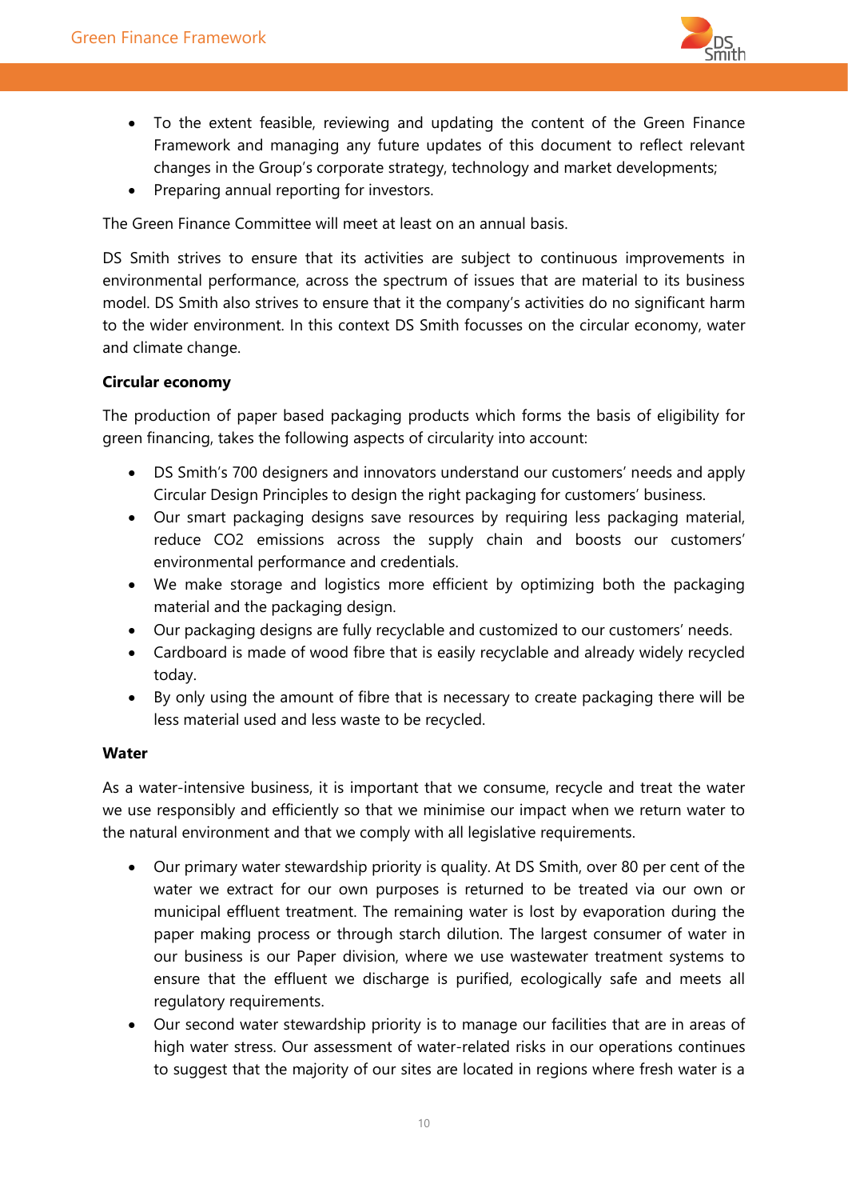- To the extent feasible, reviewing and updating the content of the Green Finance Framework and managing any future updates of this document to reflect relevant changes in the Group's corporate strategy, technology and market developments;
- Preparing annual reporting for investors.

The Green Finance Committee will meet at least on an annual basis.

DS Smith strives to ensure that its activities are subject to continuous improvements in environmental performance, across the spectrum of issues that are material to its business model. DS Smith also strives to ensure that it the company's activities do no significant harm to the wider environment. In this context DS Smith focusses on the circular economy, water and climate change.

**Circular economy**

The production of paper based packaging products which forms the basis of eligibility for green financing, takes the following aspects of circularity into account:

- DS Smith's 700 designers and innovators understand our customers' needs and apply Circular Design Principles to design the right packaging for customers' business.
- Our smart packaging designs save resources by requiring less packaging material, reduce $CO_2$ emissions across the supply chain and boosts our customers' environmental performance and credentials.
- We make storage and logistics more efficient by optimizing both the packaging material and the packaging design.
- Our packaging designs are fully recyclable and customized to our customers' needs.
- Cardboard is made of wood fibre that is easily recyclable and already widely recycled today.
- By only using the amount of fibre that is necessary to create packaging there will be less material used and less waste to be recycled.

**Water**

As a water-intensive business, it is important that we consume, recycle and treat the water we use responsibly and efficiently so that we minimise our impact when we return water to the natural environment and that we comply with all legislative requirements.

- Our primary water stewardship priority is quality. At DS Smith, over 80 per cent of the water we extract for our own purposes is returned to be treated via our own or municipal effluent treatment. The remaining water is lost by evaporation during the paper making process or through starch dilution. The largest consumer of water in our business is our Paper division, where we use wastewater treatment systems to ensure that the effluent we discharge is purified, ecologically safe and meets all regulatory requirements.
- Our second water stewardship priority is to manage our facilities that are in areas of high water stress. Our assessment of water-related risks in our operations continues to suggest that the majority of our sites are located in regions where fresh water is a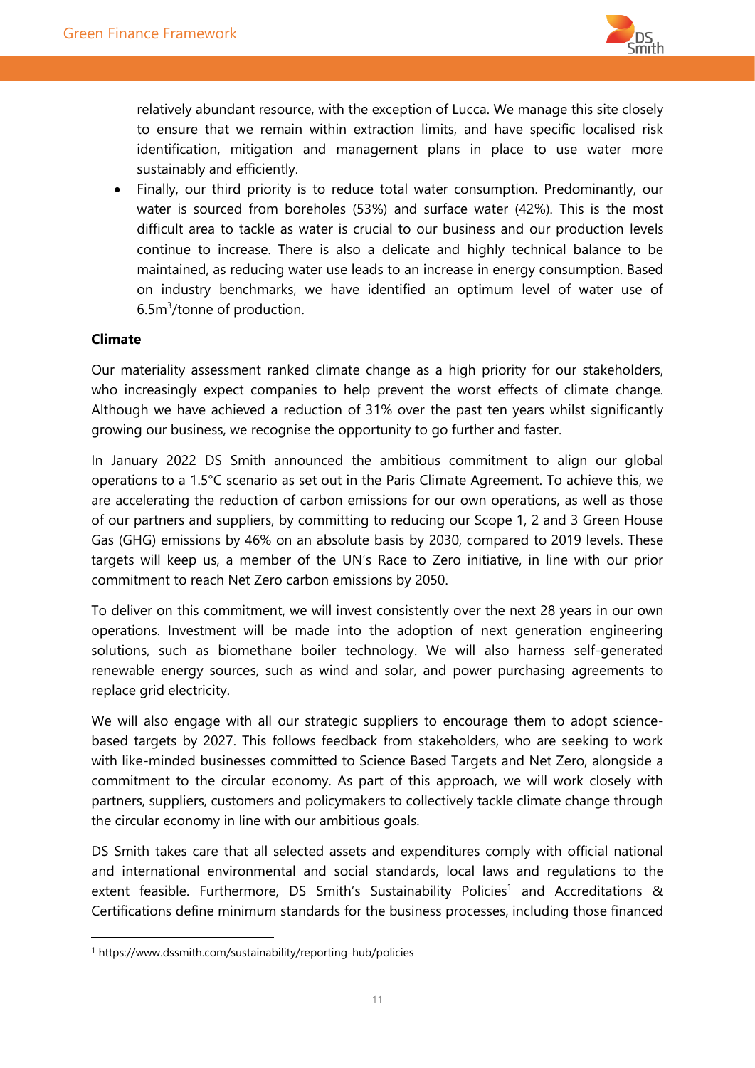relatively abundant resource, with the exception of Lucca. We manage this site closely to ensure that we remain within extraction limits, and have specific localised risk identification, mitigation and management plans in place to use water more sustainably and efficiently.

- Finally, our third priority is to reduce total water consumption. Predominantly, our water is sourced from boreholes (53%) and surface water (42%). This is the most difficult area to tackle as water is crucial to our business and our production levels continue to increase. There is also a delicate and highly technical balance to be maintained, as reducing water use leads to an increase in energy consumption. Based on industry benchmarks, we have identified an optimum level of water use of $6.5m^3$/tonne of production.

**Climate**

Our materiality assessment ranked climate change as a high priority for our stakeholders, who increasingly expect companies to help prevent the worst effects of climate change. Although we have achieved a reduction of 31% over the past ten years whilst significantly growing our business, we recognise the opportunity to go further and faster.

In January 2022 DS Smith announced the ambitious commitment to align our global operations to a 1.5°C scenario as set out in the Paris Climate Agreement. To achieve this, we are accelerating the reduction of carbon emissions for our own operations, as well as those of our partners and suppliers, by committing to reducing our Scope 1, 2 and 3 Green House Gas (GHG) emissions by 46% on an absolute basis by 2030, compared to 2019 levels. These targets will keep us, a member of the UN's Race to Zero initiative, in line with our prior commitment to reach Net Zero carbon emissions by 2050.

To deliver on this commitment, we will invest consistently over the next 28 years in our own operations. Investment will be made into the adoption of next generation engineering solutions, such as biomethane boiler technology. We will also harness self-generated renewable energy sources, such as wind and solar, and power purchasing agreements to replace grid electricity.

We will also engage with all our strategic suppliers to encourage them to adopt science-based targets by 2027. This follows feedback from stakeholders, who are seeking to work with like-minded businesses committed to Science Based Targets and Net Zero, alongside a commitment to the circular economy. As part of this approach, we will work closely with partners, suppliers, customers and policymakers to collectively tackle climate change through the circular economy in line with our ambitious goals.

DS Smith takes care that all selected assets and expenditures comply with official national and international environmental and social standards, local laws and regulations to the extent feasible. Furthermore, DS Smith's Sustainability Policies[1] and Accreditations & Certifications define minimum standards for the business processes, including those financed

[1] https://www.dssmith.com/sustainability/reporting-hub/policies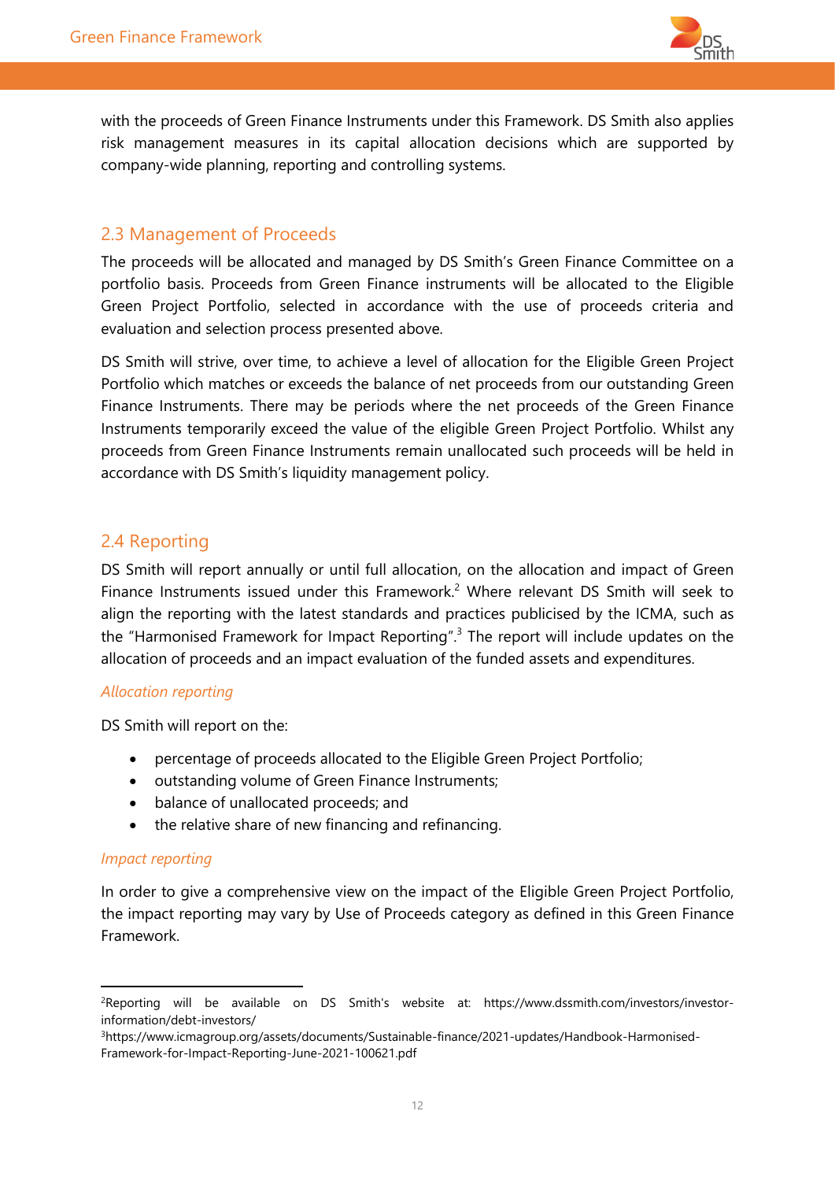with the proceeds of Green Finance Instruments under this Framework. DS Smith also applies risk management measures in its capital allocation decisions which are supported by company-wide planning, reporting and controlling systems.

## 2.3 Management of Proceeds

The proceeds will be allocated and managed by DS Smith's Green Finance Committee on a portfolio basis. Proceeds from Green Finance instruments will be allocated to the Eligible Green Project Portfolio, selected in accordance with the use of proceeds criteria and evaluation and selection process presented above.

DS Smith will strive, over time, to achieve a level of allocation for the Eligible Green Project Portfolio which matches or exceeds the balance of net proceeds from our outstanding Green Finance Instruments. There may be periods where the net proceeds of the Green Finance Instruments temporarily exceed the value of the eligible Green Project Portfolio. Whilst any proceeds from Green Finance Instruments remain unallocated such proceeds will be held in accordance with DS Smith's liquidity management policy.

## 2.4 Reporting

DS Smith will report annually or until full allocation, on the allocation and impact of Green Finance Instruments issued under this Framework.[2] Where relevant DS Smith will seek to align the reporting with the latest standards and practices publicised by the ICMA, such as the "Harmonised Framework for Impact Reporting".[3] The report will include updates on the allocation of proceeds and an impact evaluation of the funded assets and expenditures.

*Allocation reporting*

DS Smith will report on the:

- percentage of proceeds allocated to the Eligible Green Project Portfolio;
- outstanding volume of Green Finance Instruments;
- balance of unallocated proceeds; and
- the relative share of new financing and refinancing.

*Impact reporting*

In order to give a comprehensive view on the impact of the Eligible Green Project Portfolio, the impact reporting may vary by Use of Proceeds category as defined in this Green Finance Framework.

---

[2]Reporting will be available on DS Smith's website at: https://www.dssmith.com/investors/investor-information/debt-investors/

[3]https://www.icmagroup.org/assets/documents/Sustainable-finance/2021-updates/Handbook-Harmonised-Framework-for-Impact-Reporting-June-2021-100621.pdf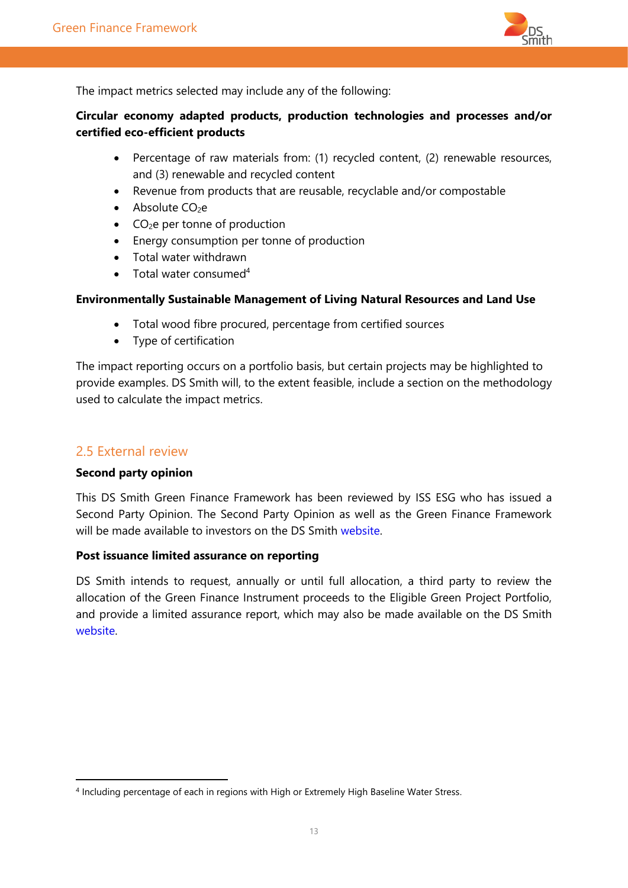The impact metrics selected may include any of the following:

**Circular economy adapted products, production technologies and processes and/or certified eco-efficient products**

- Percentage of raw materials from: (1) recycled content, (2) renewable resources, and (3) renewable and recycled content
- Revenue from products that are reusable, recyclable and/or compostable
- Absolute $CO_2e$
- $CO_2e$ per tonne of production
- Energy consumption per tonne of production
- Total water withdrawn
- Total water consumed[4]

**Environmentally Sustainable Management of Living Natural Resources and Land Use**

- Total wood fibre procured, percentage from certified sources
- Type of certification

The impact reporting occurs on a portfolio basis, but certain projects may be highlighted to provide examples. DS Smith will, to the extent feasible, include a section on the methodology used to calculate the impact metrics.

## 2.5 External review

**Second party opinion**

This DS Smith Green Finance Framework has been reviewed by ISS ESG who has issued a Second Party Opinion. The Second Party Opinion as well as the Green Finance Framework will be made available to investors on the DS Smith website.

**Post issuance limited assurance on reporting**

DS Smith intends to request, annually or until full allocation, a third party to review the allocation of the Green Finance Instrument proceeds to the Eligible Green Project Portfolio, and provide a limited assurance report, which may also be made available on the DS Smith website.

[4] Including percentage of each in regions with High or Extremely High Baseline Water Stress.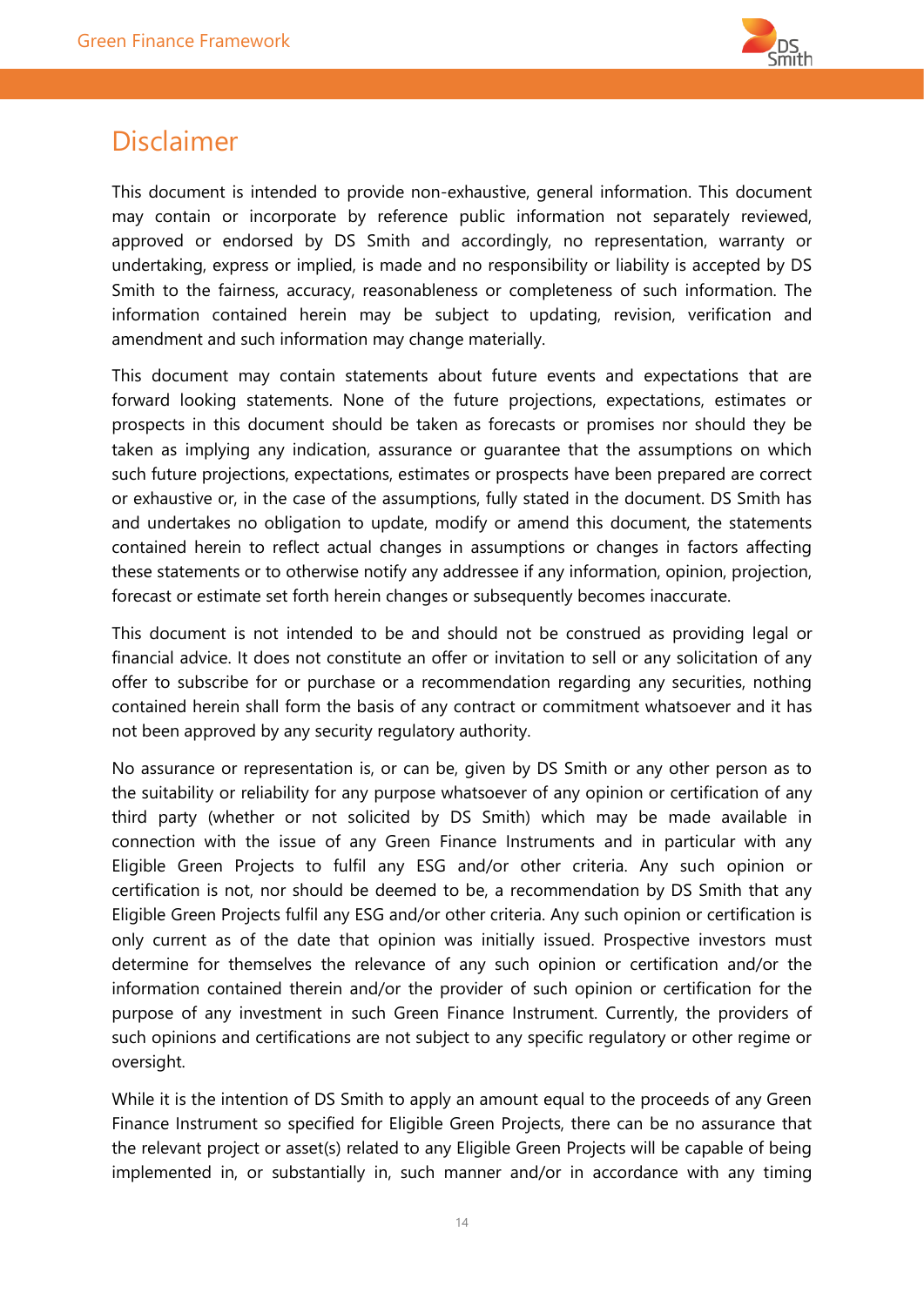# Disclaimer

This document is intended to provide non-exhaustive, general information. This document may contain or incorporate by reference public information not separately reviewed, approved or endorsed by DS Smith and accordingly, no representation, warranty or undertaking, express or implied, is made and no responsibility or liability is accepted by DS Smith to the fairness, accuracy, reasonableness or completeness of such information. The information contained herein may be subject to updating, revision, verification and amendment and such information may change materially.

This document may contain statements about future events and expectations that are forward looking statements. None of the future projections, expectations, estimates or prospects in this document should be taken as forecasts or promises nor should they be taken as implying any indication, assurance or guarantee that the assumptions on which such future projections, expectations, estimates or prospects have been prepared are correct or exhaustive or, in the case of the assumptions, fully stated in the document. DS Smith has and undertakes no obligation to update, modify or amend this document, the statements contained herein to reflect actual changes in assumptions or changes in factors affecting these statements or to otherwise notify any addressee if any information, opinion, projection, forecast or estimate set forth herein changes or subsequently becomes inaccurate.

This document is not intended to be and should not be construed as providing legal or financial advice. It does not constitute an offer or invitation to sell or any solicitation of any offer to subscribe for or purchase or a recommendation regarding any securities, nothing contained herein shall form the basis of any contract or commitment whatsoever and it has not been approved by any security regulatory authority.

No assurance or representation is, or can be, given by DS Smith or any other person as to the suitability or reliability for any purpose whatsoever of any opinion or certification of any third party (whether or not solicited by DS Smith) which may be made available in connection with the issue of any Green Finance Instruments and in particular with any Eligible Green Projects to fulfil any ESG and/or other criteria. Any such opinion or certification is not, nor should be deemed to be, a recommendation by DS Smith that any Eligible Green Projects fulfil any ESG and/or other criteria. Any such opinion or certification is only current as of the date that opinion was initially issued. Prospective investors must determine for themselves the relevance of any such opinion or certification and/or the information contained therein and/or the provider of such opinion or certification for the purpose of any investment in such Green Finance Instrument. Currently, the providers of such opinions and certifications are not subject to any specific regulatory or other regime or oversight.

While it is the intention of DS Smith to apply an amount equal to the proceeds of any Green Finance Instrument so specified for Eligible Green Projects, there can be no assurance that the relevant project or asset(s) related to any Eligible Green Projects will be capable of being implemented in, or substantially in, such manner and/or in accordance with any timing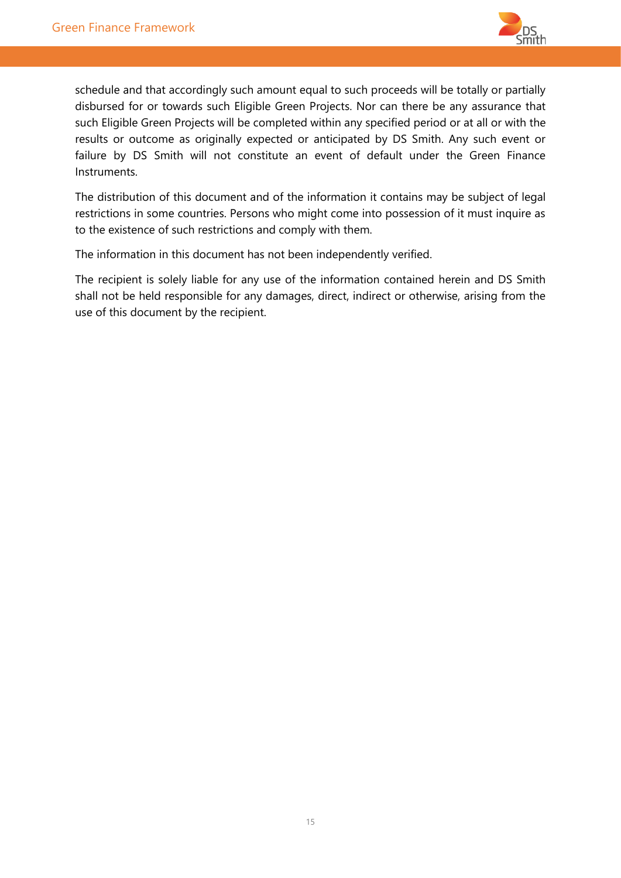schedule and that accordingly such amount equal to such proceeds will be totally or partially disbursed for or towards such Eligible Green Projects. Nor can there be any assurance that such Eligible Green Projects will be completed within any specified period or at all or with the results or outcome as originally expected or anticipated by DS Smith. Any such event or failure by DS Smith will not constitute an event of default under the Green Finance Instruments.

The distribution of this document and of the information it contains may be subject of legal restrictions in some countries. Persons who might come into possession of it must inquire as to the existence of such restrictions and comply with them.

The information in this document has not been independently verified.

The recipient is solely liable for any use of the information contained herein and DS Smith shall not be held responsible for any damages, direct, indirect or otherwise, arising from the use of this document by the recipient.